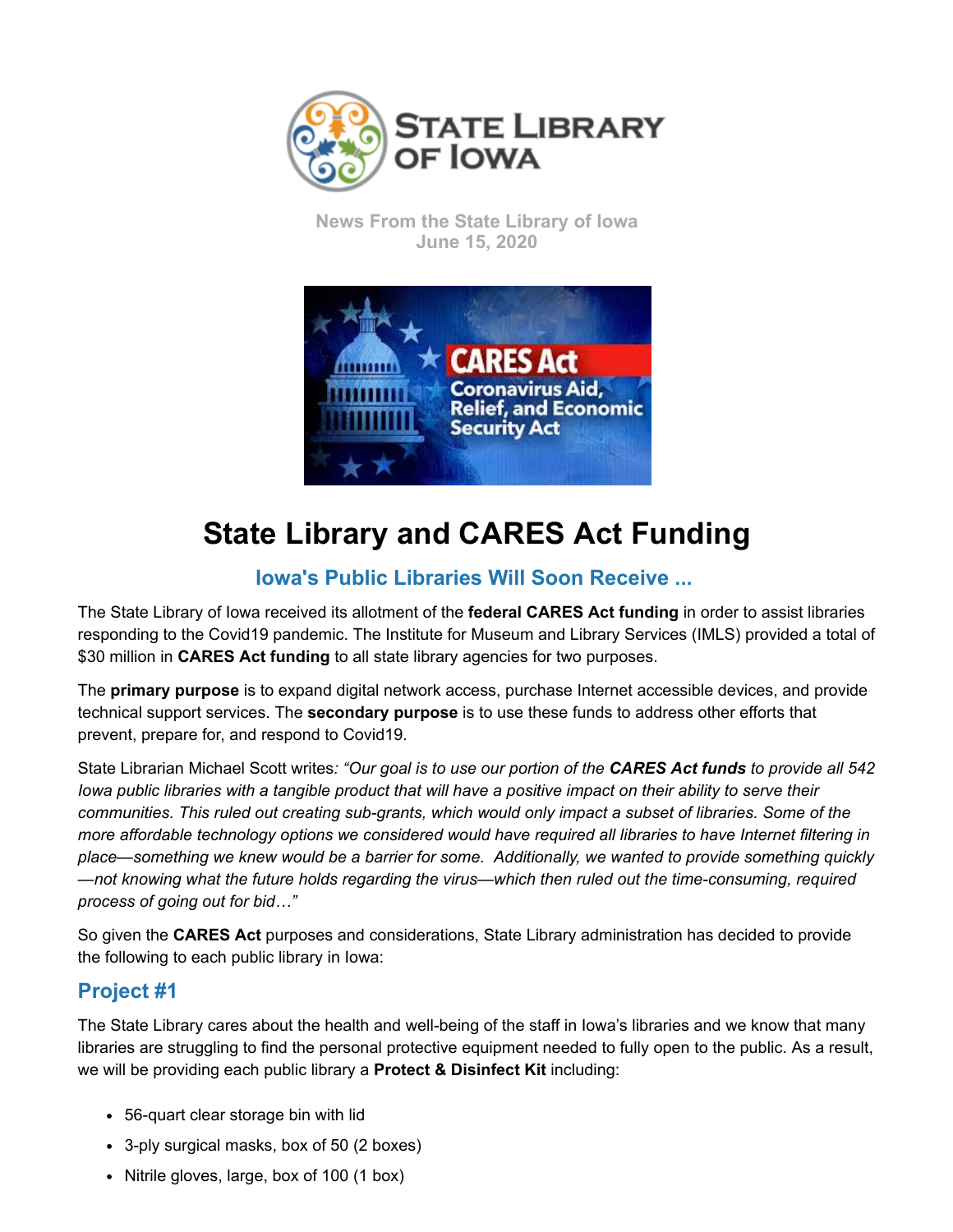News From the State Library of Iowa
June 15, 2020

# State Library and CARES Act Funding

## Iowa's Public Libraries Will Soon Receive ...

The State Library of Iowa received its allotment of the **federal CARES Act funding** in order to assist libraries responding to the Covid19 pandemic. The Institute for Museum and Library Services (IMLS) provided a total of $30 million in **CARES Act funding** to all state library agencies for two purposes.

The **primary purpose** is to expand digital network access, purchase Internet accessible devices, and provide technical support services. The **secondary purpose** is to use these funds to address other efforts that prevent, prepare for, and respond to Covid19.

State Librarian Michael Scott writes: *"Our goal is to use our portion of the **CARES Act funds** to provide all 542 Iowa public libraries with a tangible product that will have a positive impact on their ability to serve their communities. This ruled out creating sub-grants, which would only impact a subset of libraries. Some of the more affordable technology options we considered would have required all libraries to have Internet filtering in place—something we knew would be a barrier for some. Additionally, we wanted to provide something quickly—not knowing what the future holds regarding the virus—which then ruled out the time-consuming, required process of going out for bid…"*

So given the **CARES Act** purposes and considerations, State Library administration has decided to provide the following to each public library in Iowa:

## Project #1

The State Library cares about the health and well-being of the staff in Iowa's libraries and we know that many libraries are struggling to find the personal protective equipment needed to fully open to the public. As a result, we will be providing each public library a **Protect & Disinfect Kit** including:

- 56-quart clear storage bin with lid
- 3-ply surgical masks, box of 50 (2 boxes)
- Nitrile gloves, large, box of 100 (1 box)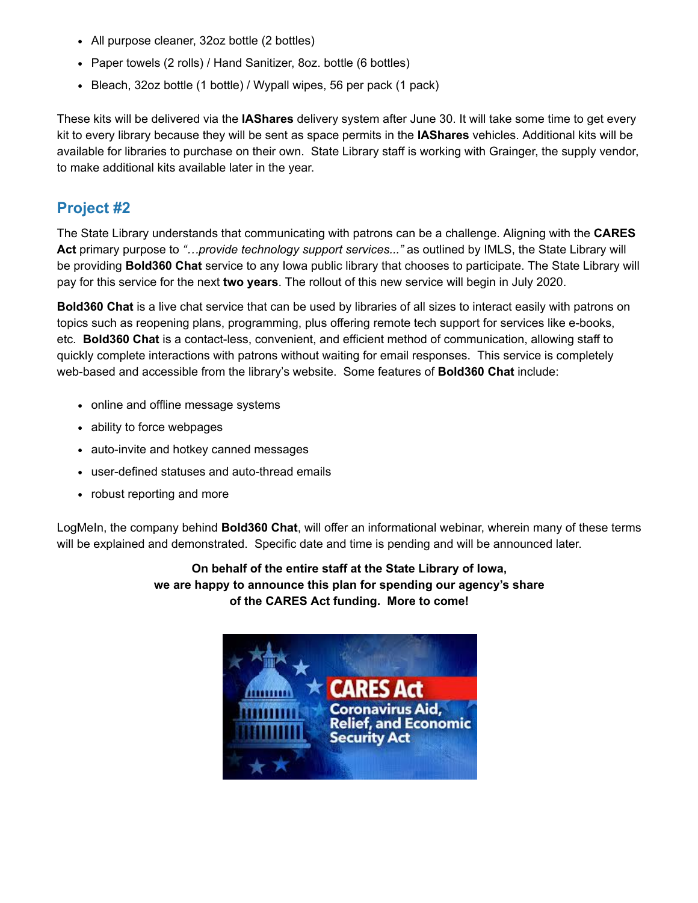- All purpose cleaner, 32oz bottle (2 bottles)
- Paper towels (2 rolls) / Hand Sanitizer, 8oz. bottle (6 bottles)
- Bleach, 32oz bottle (1 bottle) / Wypall wipes, 56 per pack (1 pack)

These kits will be delivered via the **IAShares** delivery system after June 30. It will take some time to get every kit to every library because they will be sent as space permits in the **IAShares** vehicles. Additional kits will be available for libraries to purchase on their own. State Library staff is working with Grainger, the supply vendor, to make additional kits available later in the year.

## Project #2

The State Library understands that communicating with patrons can be a challenge. Aligning with the **CARES Act** primary purpose to *"…provide technology support services..."* as outlined by IMLS, the State Library will be providing **Bold360 Chat** service to any Iowa public library that chooses to participate. The State Library will pay for this service for the next **two years**. The rollout of this new service will begin in July 2020.

**Bold360 Chat** is a live chat service that can be used by libraries of all sizes to interact easily with patrons on topics such as reopening plans, programming, plus offering remote tech support for services like e-books, etc. **Bold360 Chat** is a contact-less, convenient, and efficient method of communication, allowing staff to quickly complete interactions with patrons without waiting for email responses. This service is completely web-based and accessible from the library's website. Some features of **Bold360 Chat** include:

- online and offline message systems
- ability to force webpages
- auto-invite and hotkey canned messages
- user-defined statuses and auto-thread emails
- robust reporting and more

LogMeIn, the company behind **Bold360 Chat**, will offer an informational webinar, wherein many of these terms will be explained and demonstrated. Specific date and time is pending and will be announced later.

**On behalf of the entire staff at the State Library of Iowa,**
**we are happy to announce this plan for spending our agency's share**
**of the CARES Act funding. More to come!**